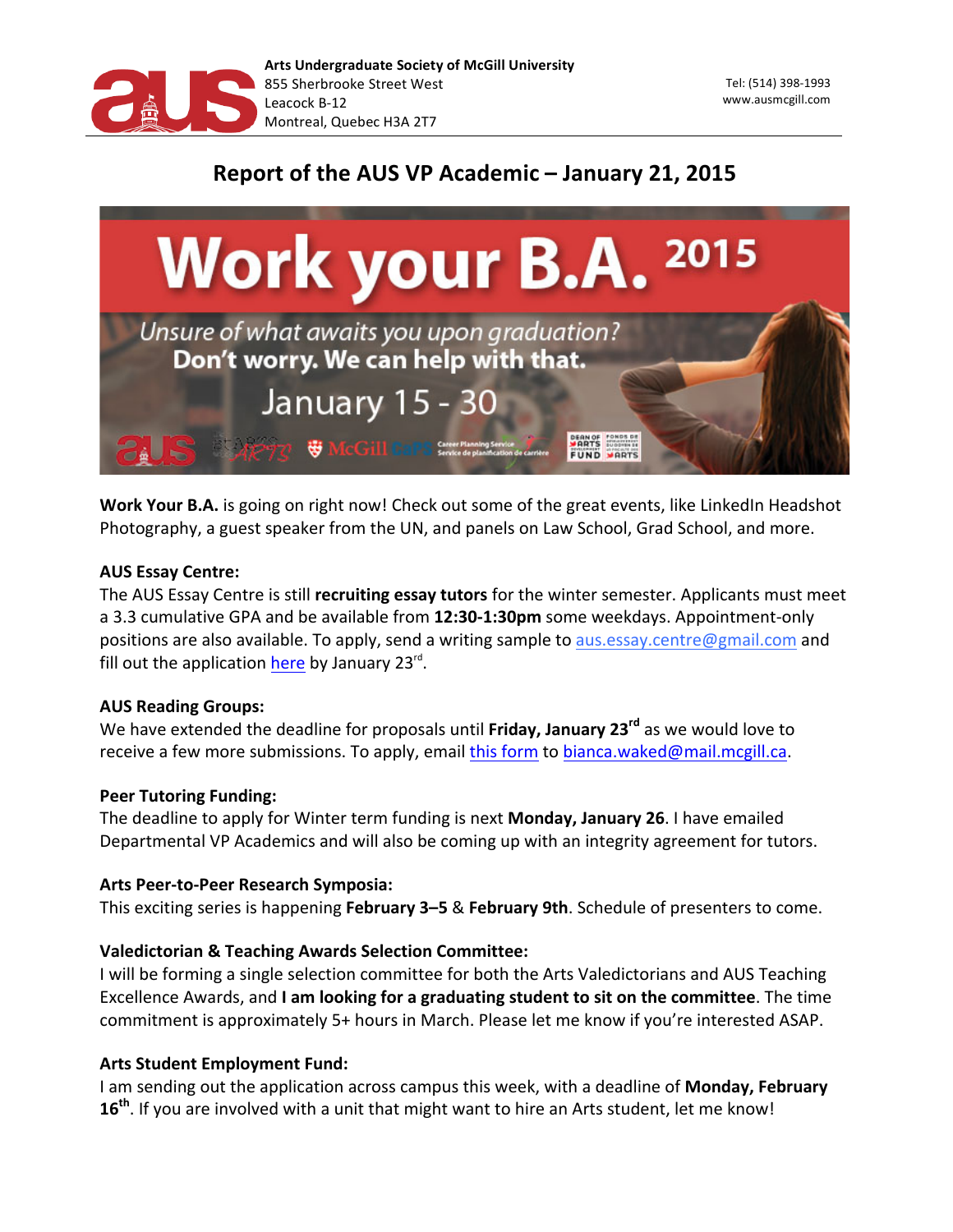**Arts Undergraduate Society of McGill University**
855 Sherbrooke Street West
Leacock B-12
Montreal, Quebec H3A 2T7

Tel: (514) 398-1993
www.ausmcgill.com

# Report of the AUS VP Academic – January 21, 2015

**Work Your B.A.** is going on right now! Check out some of the great events, like LinkedIn Headshot Photography, a guest speaker from the UN, and panels on Law School, Grad School, and more.

**AUS Essay Centre:**
The AUS Essay Centre is still **recruiting essay tutors** for the winter semester. Applicants must meet a 3.3 cumulative GPA and be available from **12:30-1:30pm** some weekdays. Appointment-only positions are also available. To apply, send a writing sample to aus.essay.centre@gmail.com and fill out the application here by January 23rd.

**AUS Reading Groups:**
We have extended the deadline for proposals until **Friday, January 23rd** as we would love to receive a few more submissions. To apply, email this form to bianca.waked@mail.mcgill.ca.

**Peer Tutoring Funding:**
The deadline to apply for Winter term funding is next **Monday, January 26**. I have emailed Departmental VP Academics and will also be coming up with an integrity agreement for tutors.

**Arts Peer-to-Peer Research Symposia:**
This exciting series is happening **February 3–5** & **February 9th**. Schedule of presenters to come.

**Valedictorian & Teaching Awards Selection Committee:**
I will be forming a single selection committee for both the Arts Valedictorians and AUS Teaching Excellence Awards, and **I am looking for a graduating student to sit on the committee**. The time commitment is approximately 5+ hours in March. Please let me know if you're interested ASAP.

**Arts Student Employment Fund:**
I am sending out the application across campus this week, with a deadline of **Monday, February 16th**. If you are involved with a unit that might want to hire an Arts student, let me know!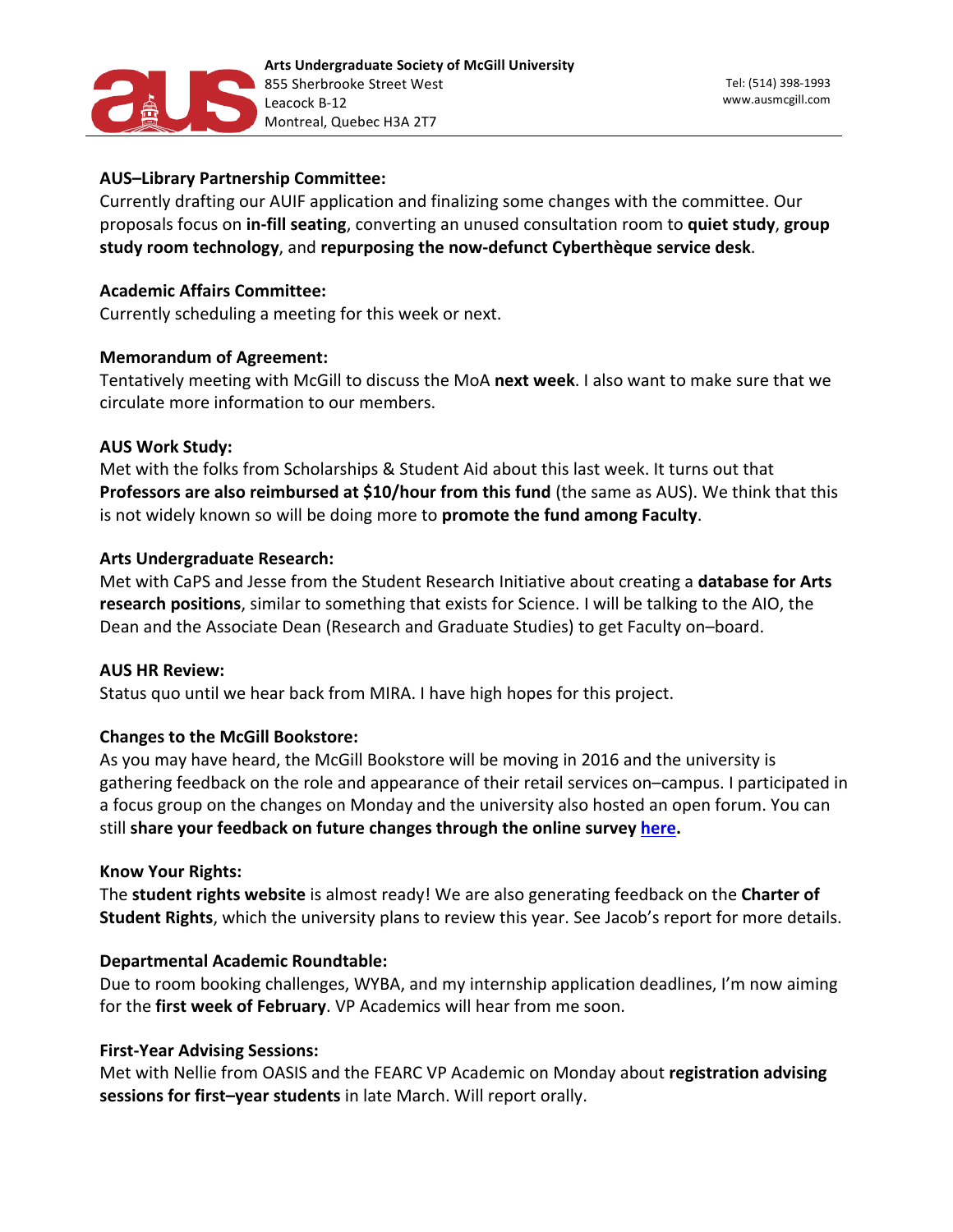**AUS–Library Partnership Committee:**
Currently drafting our AUIF application and finalizing some changes with the committee. Our proposals focus on **in-fill seating**, converting an unused consultation room to **quiet study**, **group study room technology**, and **repurposing the now-defunct Cyberthèque service desk**.

**Academic Affairs Committee:**
Currently scheduling a meeting for this week or next.

**Memorandum of Agreement:**
Tentatively meeting with McGill to discuss the MoA **next week**. I also want to make sure that we circulate more information to our members.

**AUS Work Study:**
Met with the folks from Scholarships & Student Aid about this last week. It turns out that **Professors are also reimbursed at $10/hour from this fund** (the same as AUS). We think that this is not widely known so will be doing more to **promote the fund among Faculty**.

**Arts Undergraduate Research:**
Met with CaPS and Jesse from the Student Research Initiative about creating a **database for Arts research positions**, similar to something that exists for Science. I will be talking to the AIO, the Dean and the Associate Dean (Research and Graduate Studies) to get Faculty on–board.

**AUS HR Review:**
Status quo until we hear back from MIRA. I have high hopes for this project.

**Changes to the McGill Bookstore:**
As you may have heard, the McGill Bookstore will be moving in 2016 and the university is gathering feedback on the role and appearance of their retail services on–campus. I participated in a focus group on the changes on Monday and the university also hosted an open forum. You can still **share your feedback on future changes through the online survey here.**

**Know Your Rights:**
The **student rights website** is almost ready! We are also generating feedback on the **Charter of Student Rights**, which the university plans to review this year. See Jacob's report for more details.

**Departmental Academic Roundtable:**
Due to room booking challenges, WYBA, and my internship application deadlines, I'm now aiming for the **first week of February**. VP Academics will hear from me soon.

**First-Year Advising Sessions:**
Met with Nellie from OASIS and the FEARC VP Academic on Monday about **registration advising sessions for first–year students** in late March. Will report orally.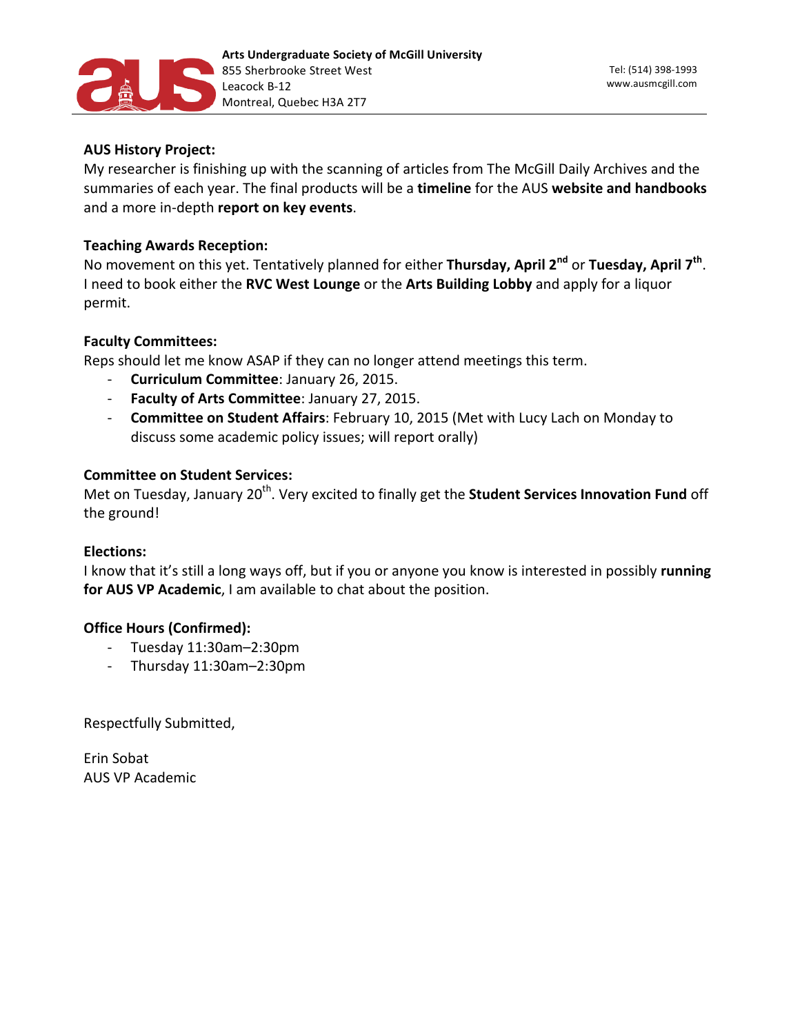**AUS History Project:**
My researcher is finishing up with the scanning of articles from The McGill Daily Archives and the summaries of each year. The final products will be a **timeline** for the AUS **website and handbooks** and a more in-depth **report on key events**.

**Teaching Awards Reception:**
No movement on this yet. Tentatively planned for either **Thursday, April 2nd** or **Tuesday, April 7th**. I need to book either the **RVC West Lounge** or the **Arts Building Lobby** and apply for a liquor permit.

**Faculty Committees:**
Reps should let me know ASAP if they can no longer attend meetings this term.

- **Curriculum Committee**: January 26, 2015.
- **Faculty of Arts Committee**: January 27, 2015.
- **Committee on Student Affairs**: February 10, 2015 (Met with Lucy Lach on Monday to discuss some academic policy issues; will report orally)

**Committee on Student Services:**
Met on Tuesday, January 20th. Very excited to finally get the **Student Services Innovation Fund** off the ground!

**Elections:**
I know that it's still a long ways off, but if you or anyone you know is interested in possibly **running for AUS VP Academic**, I am available to chat about the position.

**Office Hours (Confirmed):**

- Tuesday 11:30am–2:30pm
- Thursday 11:30am–2:30pm

Respectfully Submitted,

Erin Sobat
AUS VP Academic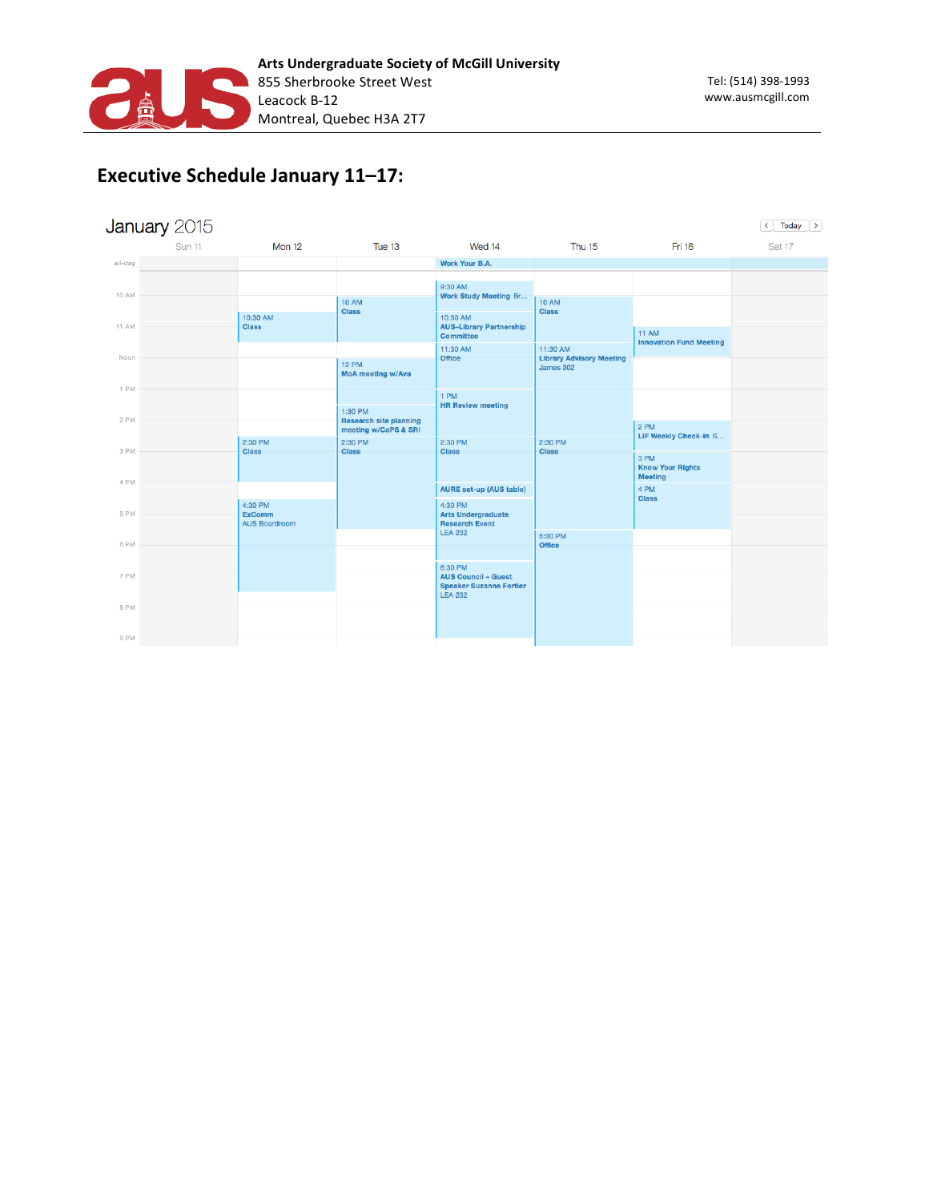**Arts Undergraduate Society of McGill University**
855 Sherbrooke Street West
Leacock B-12
Montreal, Quebec H3A 2T7

Tel: (514) 398-1993
www.ausmcgill.com

## Executive Schedule January 11–17:

January 2015

Today

Sun 11
Mon 12
Tue 13
Wed 14
Thu 15
Fri 16
Sat 17

all-day
10 AM
11 AM
Noon
1 PM
2 PM
3 PM
4 PM
5 PM
6 PM
7 PM
8 PM
9 PM

Work Your B.A.

9:30 AM
Work Study Meeting Br...

10 AM
Class

10 AM
Class

10:30 AM
Class

10:30 AM
AUS–Library Partnership Committee

11 AM
Innovation Fund Meeting

11:30 AM
Office

11:30 AM
Library Advisory Meeting
James 302

12 PM
MoA meeting w/Ava

1 PM
HR Review meeting

1:30 PM
Research site planning meeting w/CaPS & SRI

2 PM
LIF Weekly Check-in S...

2:30 PM
Class

2:30 PM
Class

2:30 PM
Class

2:30 PM
Class

3 PM
Know Your Rights Meeting

AURE set-up (AUS table)

4 PM
Class

4:30 PM
ExComm
AUS Boardroom

4:30 PM
Arts Undergraduate Research Event
LEA 232

5:30 PM
Office

6:30 PM
AUS Council – Guest Speaker Suzanne Fortier
LEA 232